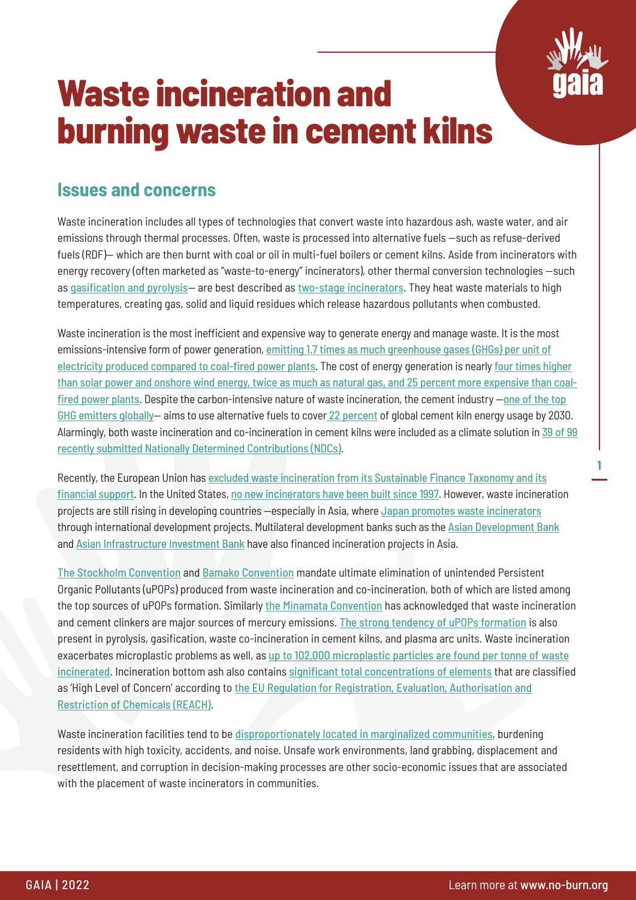# Waste incineration and burning waste in cement kilns

## Issues and concerns

Waste incineration includes all types of technologies that convert waste into hazardous ash, waste water, and air emissions through thermal processes. Often, waste is processed into alternative fuels —such as refuse-derived fuels (RDF)— which are then burnt with coal or oil in multi-fuel boilers or cement kilns. Aside from incinerators with energy recovery (often marketed as "waste-to-energy" incinerators), other thermal conversion technologies —such as gasification and pyrolysis— are best described as two-stage incinerators. They heat waste materials to high temperatures, creating gas, solid and liquid residues which release hazardous pollutants when combusted.

Waste incineration is the most inefficient and expensive way to generate energy and manage waste. It is the most emissions-intensive form of power generation, emitting 1.7 times as much greenhouse gases (GHGs) per unit of electricity produced compared to coal-fired power plants. The cost of energy generation is nearly four times higher than solar power and onshore wind energy, twice as much as natural gas, and 25 percent more expensive than coal-fired power plants. Despite the carbon-intensive nature of waste incineration, the cement industry —one of the top GHG emitters globally— aims to use alternative fuels to cover 22 percent of global cement kiln energy usage by 2030. Alarmingly, both waste incineration and co-incineration in cement kilns were included as a climate solution in 39 of 99 recently submitted Nationally Determined Contributions (NDCs).

Recently, the European Union has excluded waste incineration from its Sustainable Finance Taxonomy and its financial support. In the United States, no new incinerators have been built since 1997. However, waste incineration projects are still rising in developing countries —especially in Asia, where Japan promotes waste incinerators through international development projects. Multilateral development banks such as the Asian Development Bank and Asian Infrastructure Investment Bank have also financed incineration projects in Asia.

The Stockholm Convention and Bamako Convention mandate ultimate elimination of unintended Persistent Organic Pollutants (uPOPs) produced from waste incineration and co-incineration, both of which are listed among the top sources of uPOPs formation. Similarly the Minamata Convention has acknowledged that waste incineration and cement clinkers are major sources of mercury emissions. The strong tendency of uPOPs formation is also present in pyrolysis, gasification, waste co-incineration in cement kilns, and plasma arc units. Waste incineration exacerbates microplastic problems as well, as up to 102,000 microplastic particles are found per tonne of waste incinerated. Incineration bottom ash also contains significant total concentrations of elements that are classified as 'High Level of Concern' according to the EU Regulation for Registration, Evaluation, Authorisation and Restriction of Chemicals (REACH).

Waste incineration facilities tend to be disproportionately located in marginalized communities, burdening residents with high toxicity, accidents, and noise. Unsafe work environments, land grabbing, displacement and resettlement, and corruption in decision-making processes are other socio-economic issues that are associated with the placement of waste incinerators in communities.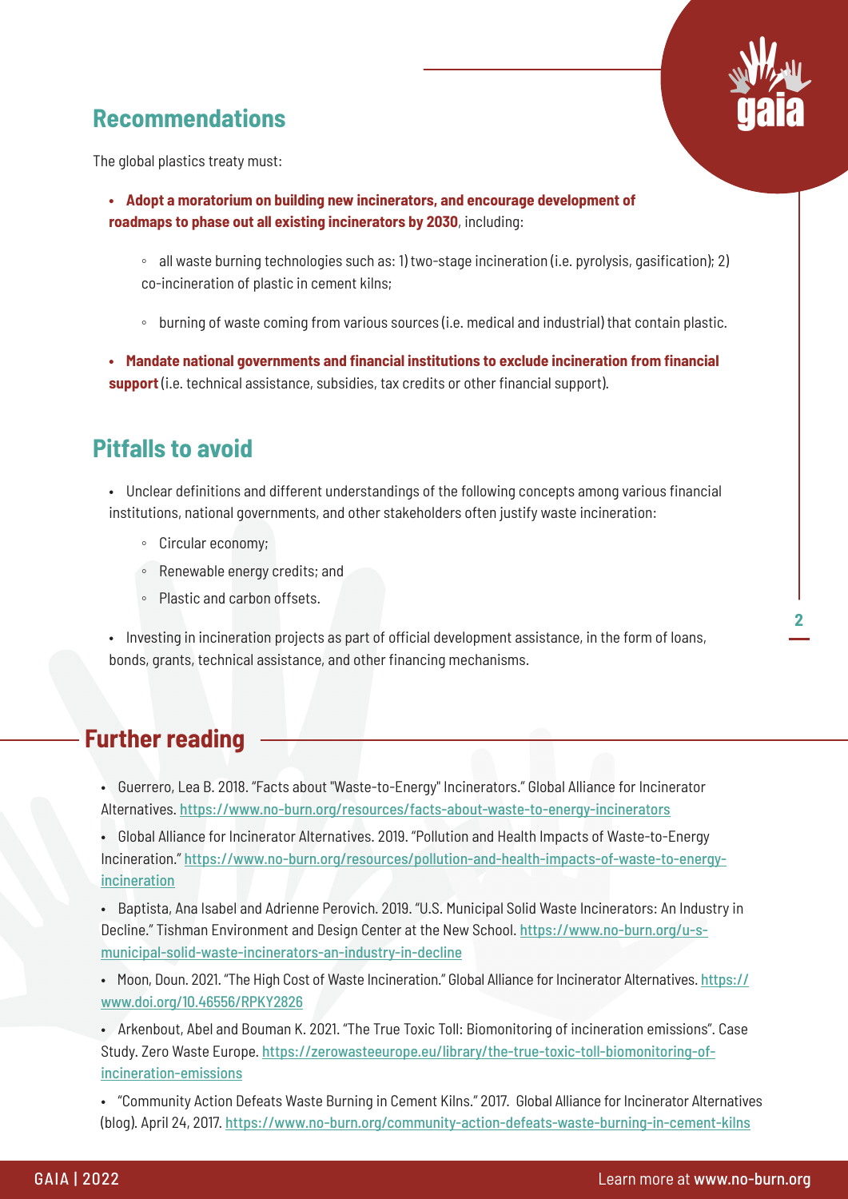## Recommendations

The global plastics treaty must:

- **Adopt a moratorium on building new incinerators, and encourage development of roadmaps to phase out all existing incinerators by 2030**, including:
  - all waste burning technologies such as: 1) two-stage incineration (i.e. pyrolysis, gasification); 2) co-incineration of plastic in cement kilns;
  - burning of waste coming from various sources (i.e. medical and industrial) that contain plastic.
- **Mandate national governments and financial institutions to exclude incineration from financial support** (i.e. technical assistance, subsidies, tax credits or other financial support).

## Pitfalls to avoid

- Unclear definitions and different understandings of the following concepts among various financial institutions, national governments, and other stakeholders often justify waste incineration:
  - Circular economy;
  - Renewable energy credits; and
  - Plastic and carbon offsets.
- Investing in incineration projects as part of official development assistance, in the form of loans, bonds, grants, technical assistance, and other financing mechanisms.

## Further reading

- Guerrero, Lea B. 2018. "Facts about "Waste-to-Energy" Incinerators." Global Alliance for Incinerator Alternatives. https://www.no-burn.org/resources/facts-about-waste-to-energy-incinerators
- Global Alliance for Incinerator Alternatives. 2019. "Pollution and Health Impacts of Waste-to-Energy Incineration." https://www.no-burn.org/resources/pollution-and-health-impacts-of-waste-to-energy-incineration
- Baptista, Ana Isabel and Adrienne Perovich. 2019. "U.S. Municipal Solid Waste Incinerators: An Industry in Decline." Tishman Environment and Design Center at the New School. https://www.no-burn.org/u-s-municipal-solid-waste-incinerators-an-industry-in-decline
- Moon, Doun. 2021. "The High Cost of Waste Incineration." Global Alliance for Incinerator Alternatives. https://www.doi.org/10.46556/RPKY2826
- Arkenbout, Abel and Bouman K. 2021. "The True Toxic Toll: Biomonitoring of incineration emissions". Case Study. Zero Waste Europe. https://zerowasteeurope.eu/library/the-true-toxic-toll-biomonitoring-of-incineration-emissions
- "Community Action Defeats Waste Burning in Cement Kilns." 2017. Global Alliance for Incinerator Alternatives (blog). April 24, 2017. https://www.no-burn.org/community-action-defeats-waste-burning-in-cement-kilns